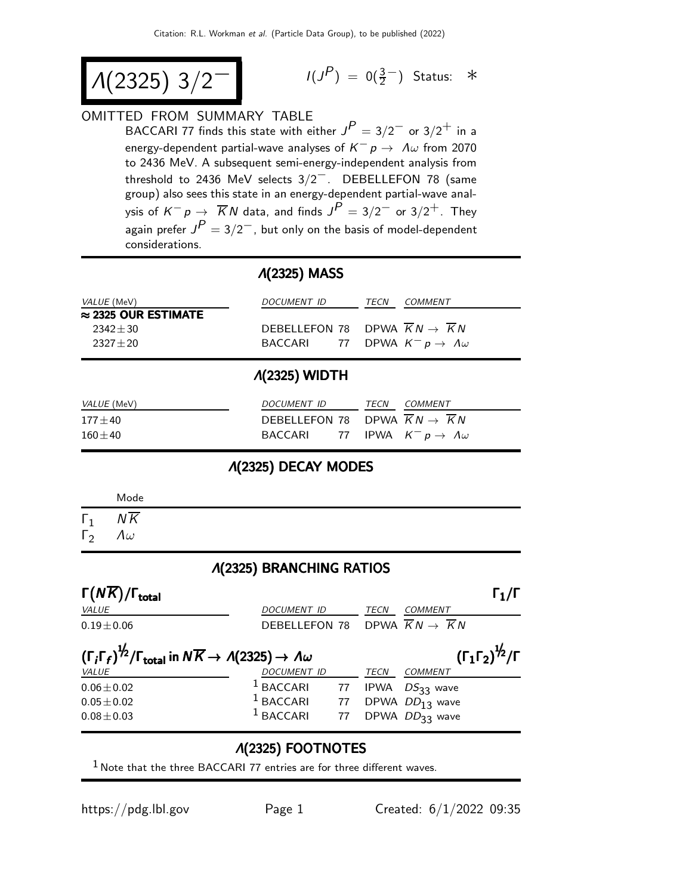# $\Lambda(2325)$ $3/2^-$

$I(J^P) = 0(\frac{3}{2}^-)$ Status: $*$

OMITTED FROM SUMMARY TABLE

BACCARI 77 finds this state with either $J^P = 3/2^-$ or $3/2^+$ in a energy-dependent partial-wave analyses of $K^- p \to \Lambda\omega$ from 2070 to 2436 MeV. A subsequent semi-energy-independent analysis from threshold to 2436 MeV selects $3/2^-$. DEBELLEFON 78 (same group) also sees this state in an energy-dependent partial-wave analysis of $K^- p \to \overline{K}N$ data, and finds $J^P = 3/2^-$ or $3/2^+$. They again prefer $J^P = 3/2^-$, but only on the basis of model-dependent considerations.

## $\Lambda(2325)$ MASS

| VALUE (MeV) | DOCUMENT ID | | TECN | COMMENT |
|---|---|---|---|---|
| **≈ 2325 OUR ESTIMATE** | | | | |
| 2342±30 | DEBELLEFON | 78 | DPWA | $\overline{K}N \to \overline{K}N$ |
| 2327±20 | BACCARI | 77 | DPWA | $K^- p \to \Lambda\omega$ |

## $\Lambda(2325)$ WIDTH

| VALUE (MeV) | DOCUMENT ID | | TECN | COMMENT |
|---|---|---|---|---|
| 177±40 | DEBELLEFON | 78 | DPWA | $\overline{K}N \to \overline{K}N$ |
| 160±40 | BACCARI | 77 | IPWA | $K^- p \to \Lambda\omega$ |

## $\Lambda(2325)$ DECAY MODES

| | Mode |
|---|---|
| $\Gamma_1$ | $N\overline{K}$ |
| $\Gamma_2$ | $\Lambda\omega$ |

## $\Lambda(2325)$ BRANCHING RATIOS

**$\Gamma(N\overline{K})/\Gamma_{\text{total}}$** $\Gamma_1/\Gamma$

| VALUE | DOCUMENT ID | | TECN | COMMENT |
|---|---|---|---|---|
| 0.19±0.06 | DEBELLEFON | 78 | DPWA | $\overline{K}N \to \overline{K}N$ |

**$(\Gamma_i\Gamma_f)^{1/2}/\Gamma_{\text{total}}$ in $N\overline{K} \to \Lambda(2325) \to \Lambda\omega$** $(\Gamma_1\Gamma_2)^{1/2}/\Gamma$

| VALUE | DOCUMENT ID | | TECN | COMMENT |
|---|---|---|---|---|
| 0.06±0.02 | [1] BACCARI | 77 | IPWA | $DS_{33}$ wave |
| 0.05±0.02 | [1] BACCARI | 77 | DPWA | $DD_{13}$ wave |
| 0.08±0.03 | [1] BACCARI | 77 | DPWA | $DD_{33}$ wave |

## $\Lambda(2325)$ FOOTNOTES

[1] Note that the three BACCARI 77 entries are for three different waves.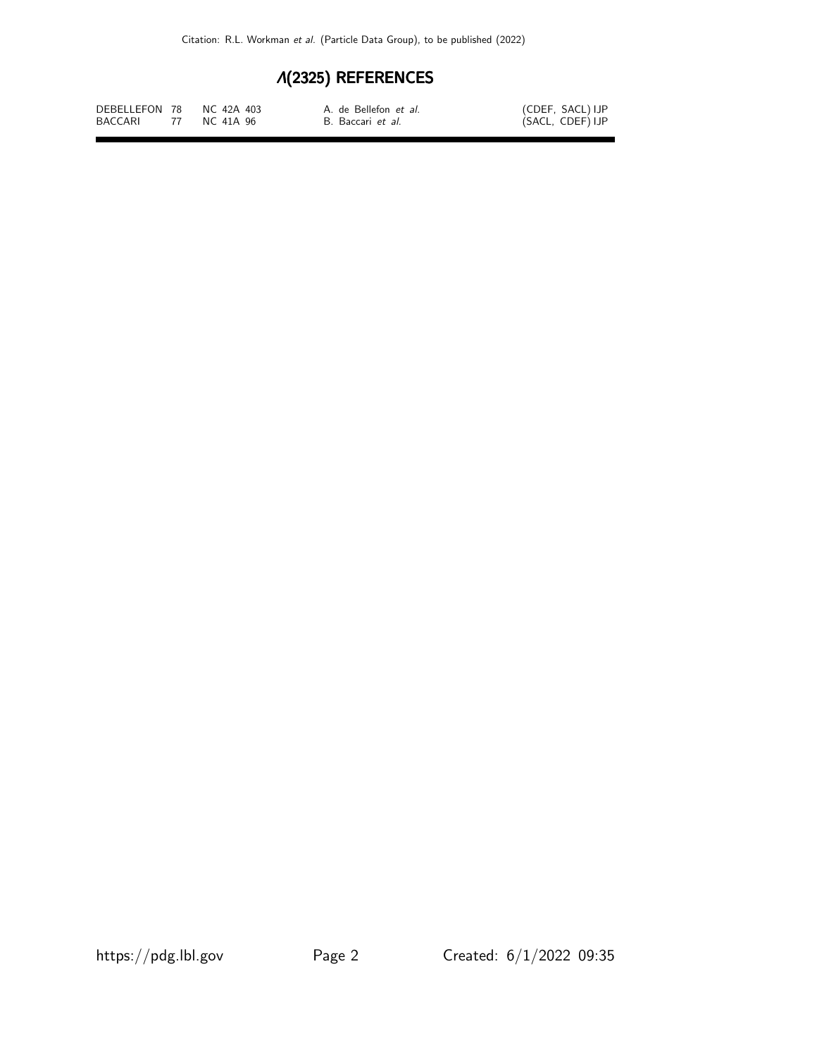# $\Lambda(2325)$ REFERENCES

| | | | | |
|---|---|---|---|---|
| DEBELLEFON | 78 | NC 42A 403 | A. de Bellefon *et al.* | (CDEF, SACL) IJP |
| BACCARI | 77 | NC 41A 96 | B. Baccari *et al.* | (SACL, CDEF) IJP |